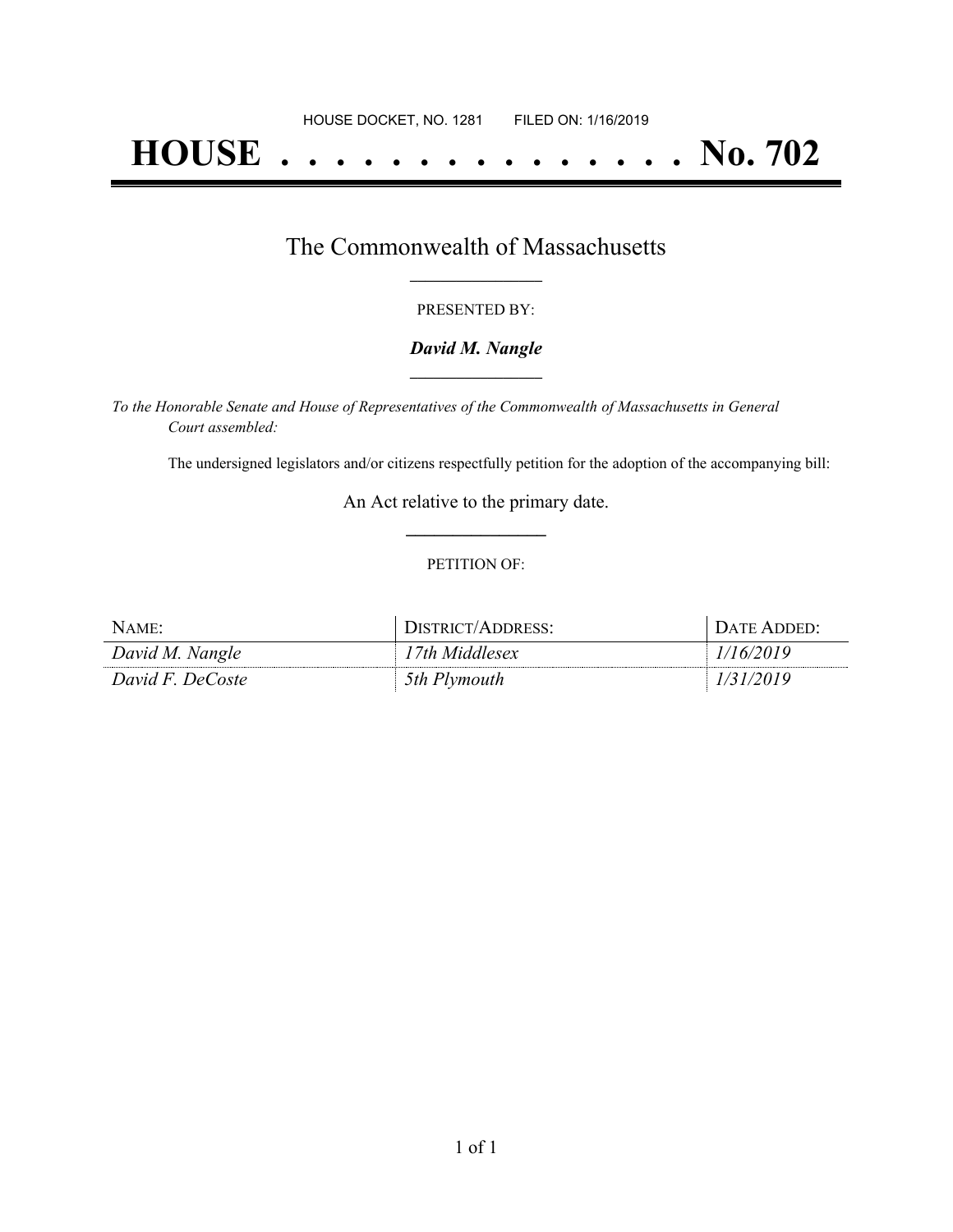HOUSE DOCKET, NO. 1281 FILED ON: 1/16/2019

# HOUSE . . . . . . . . . . . . . . . No. 702

## The Commonwealth of Massachusetts

PRESENTED BY:

***David M. Nangle***

*To the Honorable Senate and House of Representatives of the Commonwealth of Massachusetts in General Court assembled:*

The undersigned legislators and/or citizens respectfully petition for the adoption of the accompanying bill:

An Act relative to the primary date.

PETITION OF:

| NAME: | DISTRICT/ADDRESS: | DATE ADDED: |
|---|---|---|
| *David M. Nangle* | *17th Middlesex* | *1/16/2019* |
| *David F. DeCoste* | *5th Plymouth* | *1/31/2019* |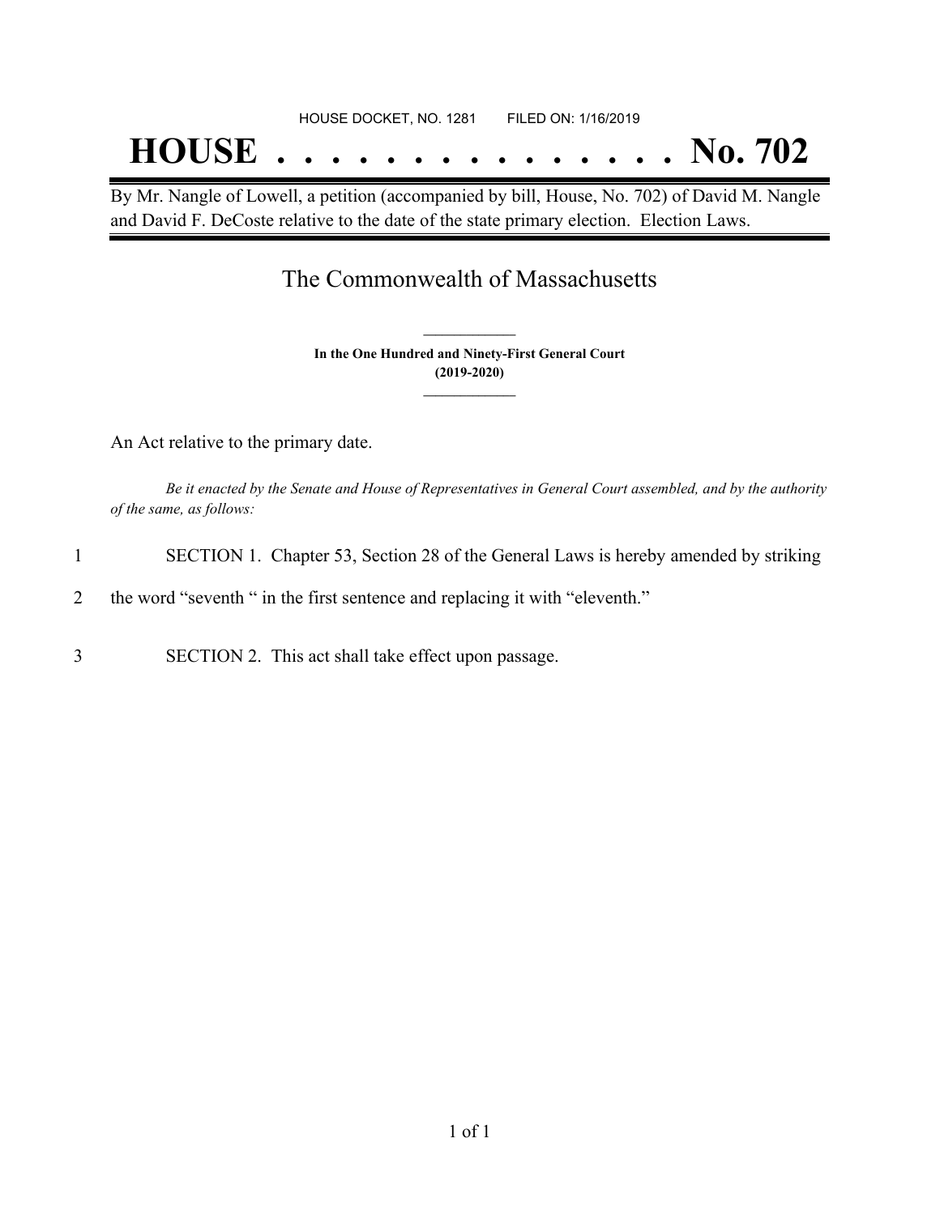HOUSE DOCKET, NO. 1281        FILED ON: 1/16/2019

# HOUSE . . . . . . . . . . . . . . . No. 702

By Mr. Nangle of Lowell, a petition (accompanied by bill, House, No. 702) of David M. Nangle and David F. DeCoste relative to the date of the state primary election. Election Laws.

## The Commonwealth of Massachusetts

**In the One Hundred and Ninety-First General Court**
**(2019-2020)**

An Act relative to the primary date.

*Be it enacted by the Senate and House of Representatives in General Court assembled, and by the authority of the same, as follows:*

1 SECTION 1. Chapter 53, Section 28 of the General Laws is hereby amended by striking
2 the word "seventh " in the first sentence and replacing it with "eleventh."

3 SECTION 2. This act shall take effect upon passage.